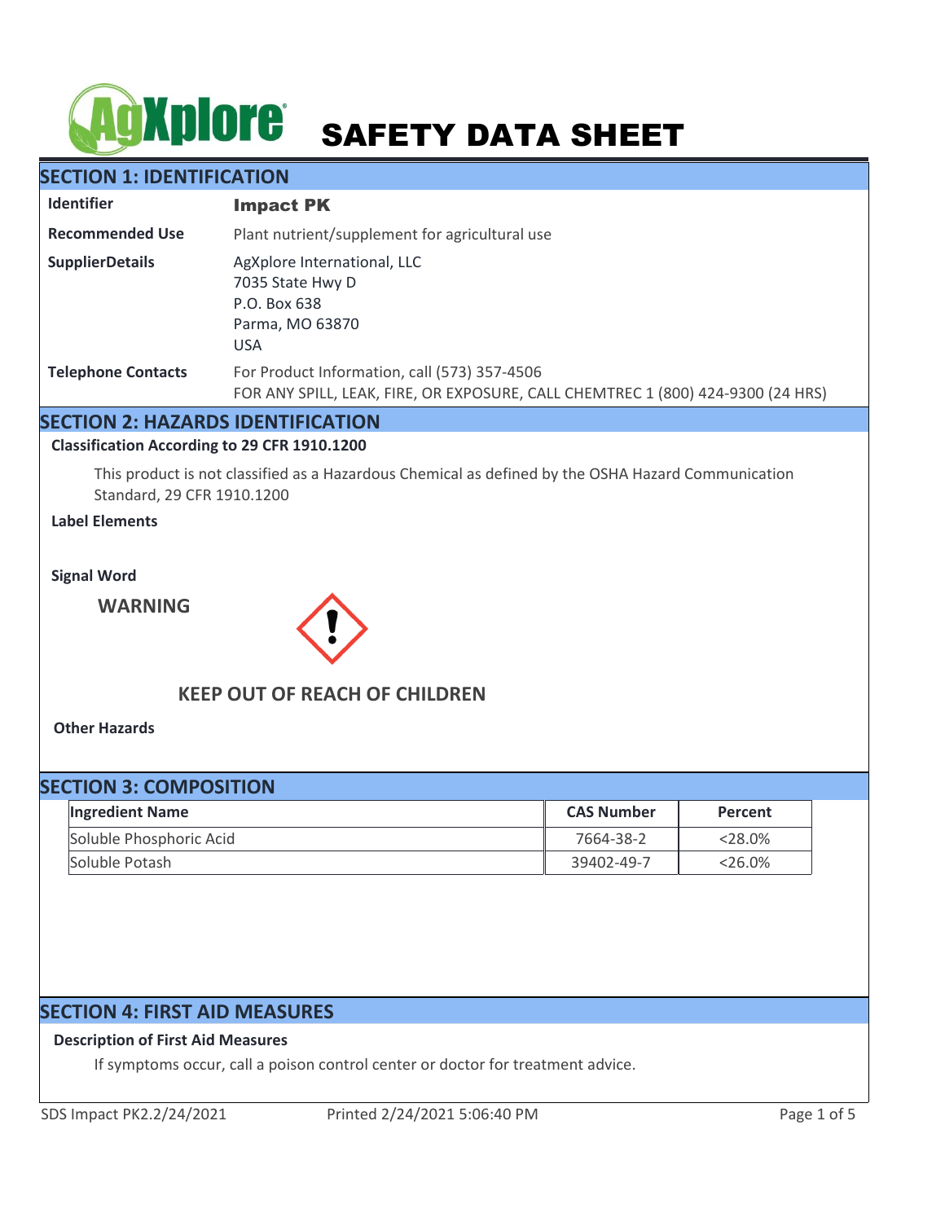# SAFETY DATA SHEET

## SECTION 1: IDENTIFICATION

| | |
|---|---|
| **Identifier** | **Impact PK** |
| **Recommended Use** | Plant nutrient/supplement for agricultural use |
| **SupplierDetails** | AgXplore International, LLC<br>7035 State Hwy D<br>P.O. Box 638<br>Parma, MO 63870<br>USA |
| **Telephone Contacts** | For Product Information, call (573) 357-4506<br>FOR ANY SPILL, LEAK, FIRE, OR EXPOSURE, CALL CHEMTREC 1 (800) 424-9300 (24 HRS) |

## SECTION 2: HAZARDS IDENTIFICATION

**Classification According to 29 CFR 1910.1200**

This product is not classified as a Hazardous Chemical as defined by the OSHA Hazard Communication Standard, 29 CFR 1910.1200

**Label Elements**

**Signal Word**

**WARNING**

**KEEP OUT OF REACH OF CHILDREN**

**Other Hazards**

## SECTION 3: COMPOSITION

| Ingredient Name | CAS Number | Percent |
|---|---|---|
| Soluble Phosphoric Acid | 7664-38-2 | <28.0% |
| Soluble Potash | 39402-49-7 | <26.0% |

## SECTION 4: FIRST AID MEASURES

**Description of First Aid Measures**

If symptoms occur, call a poison control center or doctor for treatment advice.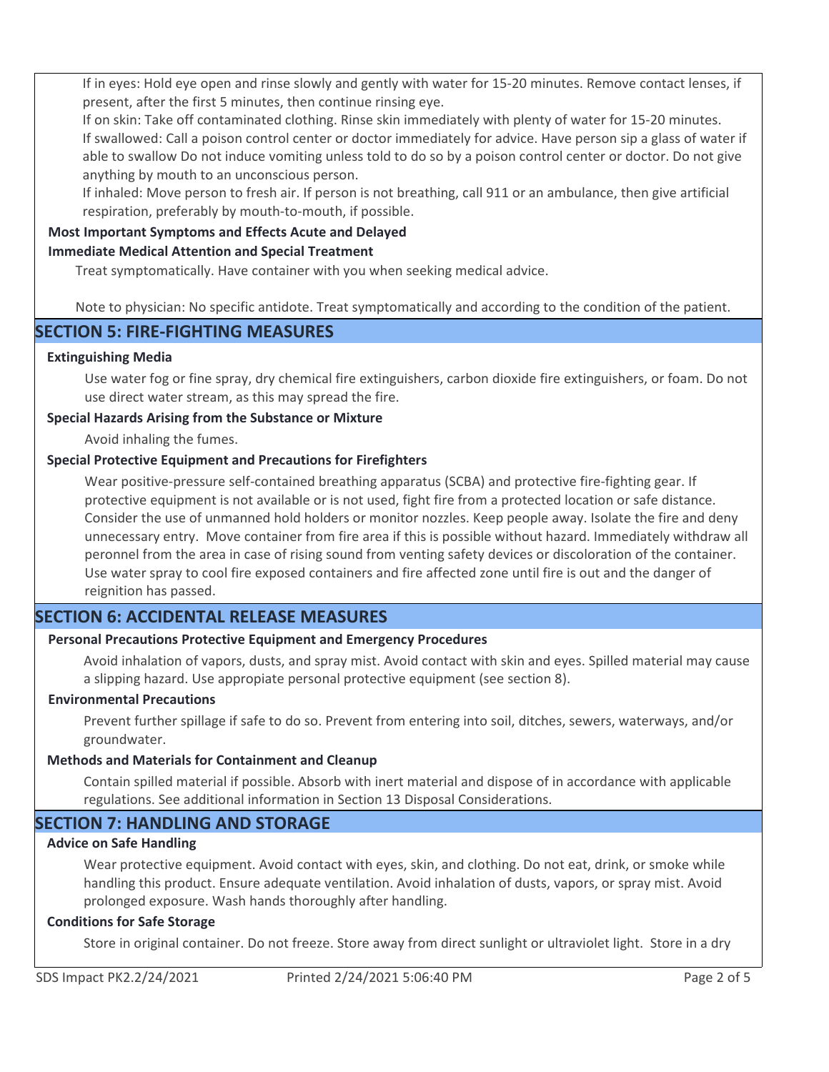If in eyes: Hold eye open and rinse slowly and gently with water for 15-20 minutes. Remove contact lenses, if present, after the first 5 minutes, then continue rinsing eye.

If on skin: Take off contaminated clothing. Rinse skin immediately with plenty of water for 15-20 minutes.

If swallowed: Call a poison control center or doctor immediately for advice. Have person sip a glass of water if able to swallow Do not induce vomiting unless told to do so by a poison control center or doctor. Do not give anything by mouth to an unconscious person.

If inhaled: Move person to fresh air. If person is not breathing, call 911 or an ambulance, then give artificial respiration, preferably by mouth-to-mouth, if possible.

**Most Important Symptoms and Effects Acute and Delayed**

**Immediate Medical Attention and Special Treatment**

Treat symptomatically. Have container with you when seeking medical advice.

Note to physician: No specific antidote. Treat symptomatically and according to the condition of the patient.

## SECTION 5: FIRE-FIGHTING MEASURES

**Extinguishing Media**

Use water fog or fine spray, dry chemical fire extinguishers, carbon dioxide fire extinguishers, or foam. Do not use direct water stream, as this may spread the fire.

**Special Hazards Arising from the Substance or Mixture**

Avoid inhaling the fumes.

**Special Protective Equipment and Precautions for Firefighters**

Wear positive-pressure self-contained breathing apparatus (SCBA) and protective fire-fighting gear. If protective equipment is not available or is not used, fight fire from a protected location or safe distance. Consider the use of unmanned hold holders or monitor nozzles. Keep people away. Isolate the fire and deny unnecessary entry. Move container from fire area if this is possible without hazard. Immediately withdraw all peronnel from the area in case of rising sound from venting safety devices or discoloration of the container. Use water spray to cool fire exposed containers and fire affected zone until fire is out and the danger of reignition has passed.

## SECTION 6: ACCIDENTAL RELEASE MEASURES

**Personal Precautions Protective Equipment and Emergency Procedures**

Avoid inhalation of vapors, dusts, and spray mist. Avoid contact with skin and eyes. Spilled material may cause a slipping hazard. Use appropiate personal protective equipment (see section 8).

**Environmental Precautions**

Prevent further spillage if safe to do so. Prevent from entering into soil, ditches, sewers, waterways, and/or groundwater.

**Methods and Materials for Containment and Cleanup**

Contain spilled material if possible. Absorb with inert material and dispose of in accordance with applicable regulations. See additional information in Section 13 Disposal Considerations.

## SECTION 7: HANDLING AND STORAGE

**Advice on Safe Handling**

Wear protective equipment. Avoid contact with eyes, skin, and clothing. Do not eat, drink, or smoke while handling this product. Ensure adequate ventilation. Avoid inhalation of dusts, vapors, or spray mist. Avoid prolonged exposure. Wash hands thoroughly after handling.

**Conditions for Safe Storage**

Store in original container. Do not freeze. Store away from direct sunlight or ultraviolet light. Store in a dry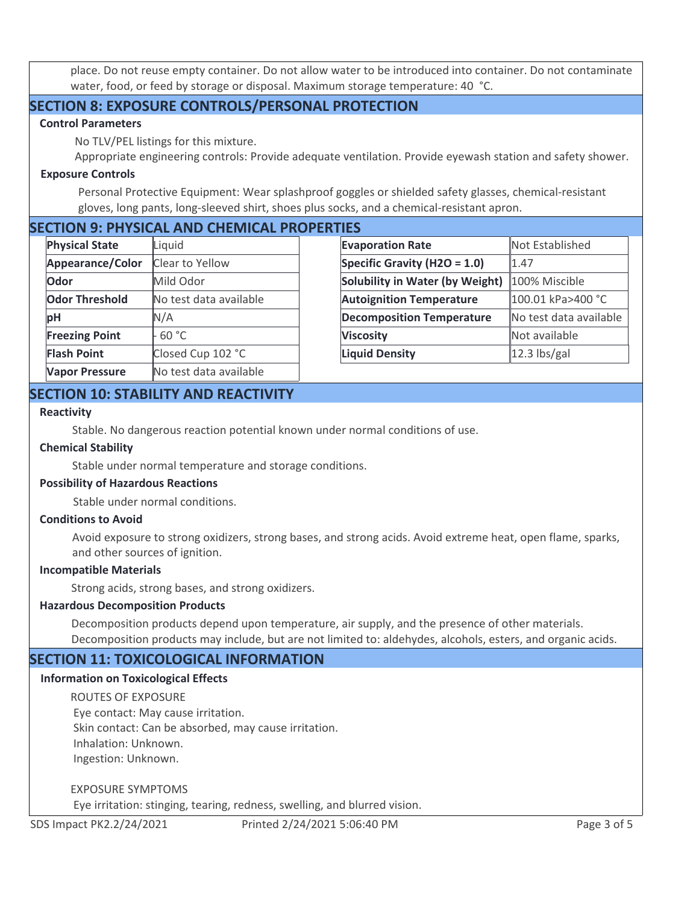place. Do not reuse empty container. Do not allow water to be introduced into container. Do not contaminate water, food, or feed by storage or disposal. Maximum storage temperature: 40 °C.

## SECTION 8: EXPOSURE CONTROLS/PERSONAL PROTECTION

### Control Parameters

No TLV/PEL listings for this mixture.

Appropriate engineering controls: Provide adequate ventilation. Provide eyewash station and safety shower.

### Exposure Controls

Personal Protective Equipment: Wear splashproof goggles or shielded safety glasses, chemical-resistant gloves, long pants, long-sleeved shirt, shoes plus socks, and a chemical-resistant apron.

## SECTION 9: PHYSICAL AND CHEMICAL PROPERTIES

| Property | Value |
|---|---|
| **Physical State** | Liquid |
| **Appearance/Color** | Clear to Yellow |
| **Odor** | Mild Odor |
| **Odor Threshold** | No test data available |
| **pH** | N/A |
| **Freezing Point** | - 60 °C |
| **Flash Point** | Closed Cup 102 °C |
| **Vapor Pressure** | No test data available |

| Property | Value |
|---|---|
| **Evaporation Rate** | Not Established |
| **Specific Gravity ($H_2O$ = 1.0)** | 1.47 |
| **Solubility in Water (by Weight)** | 100% Miscible |
| **Autoignition Temperature** | 100.01 kPa>400 °C |
| **Decomposition Temperature** | No test data available |
| **Viscosity** | Not available |
| **Liquid Density** | 12.3 lbs/gal |

## SECTION 10: STABILITY AND REACTIVITY

### Reactivity

Stable. No dangerous reaction potential known under normal conditions of use.

### Chemical Stability

Stable under normal temperature and storage conditions.

### Possibility of Hazardous Reactions

Stable under normal conditions.

### Conditions to Avoid

Avoid exposure to strong oxidizers, strong bases, and strong acids. Avoid extreme heat, open flame, sparks, and other sources of ignition.

### Incompatible Materials

Strong acids, strong bases, and strong oxidizers.

### Hazardous Decomposition Products

Decomposition products depend upon temperature, air supply, and the presence of other materials. Decomposition products may include, but are not limited to: aldehydes, alcohols, esters, and organic acids.

## SECTION 11: TOXICOLOGICAL INFORMATION

### Information on Toxicological Effects

ROUTES OF EXPOSURE

Eye contact: May cause irritation.
Skin contact: Can be absorbed, may cause irritation.
Inhalation: Unknown.
Ingestion: Unknown.

EXPOSURE SYMPTOMS

Eye irritation: stinging, tearing, redness, swelling, and blurred vision.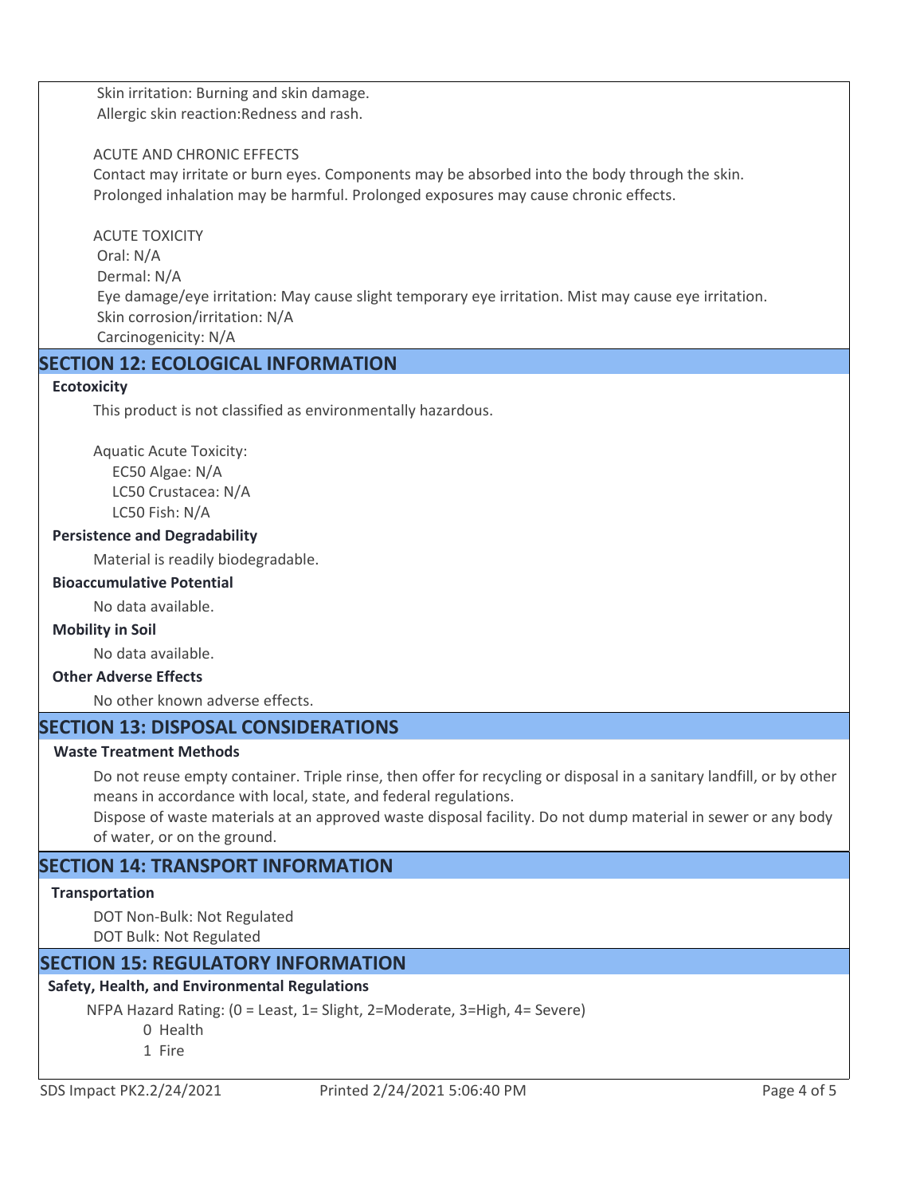Skin irritation: Burning and skin damage.
Allergic skin reaction:Redness and rash.

ACUTE AND CHRONIC EFFECTS
Contact may irritate or burn eyes. Components may be absorbed into the body through the skin. Prolonged inhalation may be harmful. Prolonged exposures may cause chronic effects.

ACUTE TOXICITY
Oral: N/A
Dermal: N/A
Eye damage/eye irritation: May cause slight temporary eye irritation. Mist may cause eye irritation.
Skin corrosion/irritation: N/A
Carcinogenicity: N/A

## SECTION 12: ECOLOGICAL INFORMATION

**Ecotoxicity**

This product is not classified as environmentally hazardous.

Aquatic Acute Toxicity:
EC50 Algae: N/A
LC50 Crustacea: N/A
LC50 Fish: N/A

**Persistence and Degradability**

Material is readily biodegradable.

**Bioaccumulative Potential**

No data available.

**Mobility in Soil**

No data available.

**Other Adverse Effects**

No other known adverse effects.

## SECTION 13: DISPOSAL CONSIDERATIONS

**Waste Treatment Methods**

Do not reuse empty container. Triple rinse, then offer for recycling or disposal in a sanitary landfill, or by other means in accordance with local, state, and federal regulations.
Dispose of waste materials at an approved waste disposal facility. Do not dump material in sewer or any body of water, or on the ground.

## SECTION 14: TRANSPORT INFORMATION

**Transportation**

DOT Non-Bulk: Not Regulated
DOT Bulk: Not Regulated

## SECTION 15: REGULATORY INFORMATION

**Safety, Health, and Environmental Regulations**

NFPA Hazard Rating: (0 = Least, 1= Slight, 2=Moderate, 3=High, 4= Severe)
0 Health
1 Fire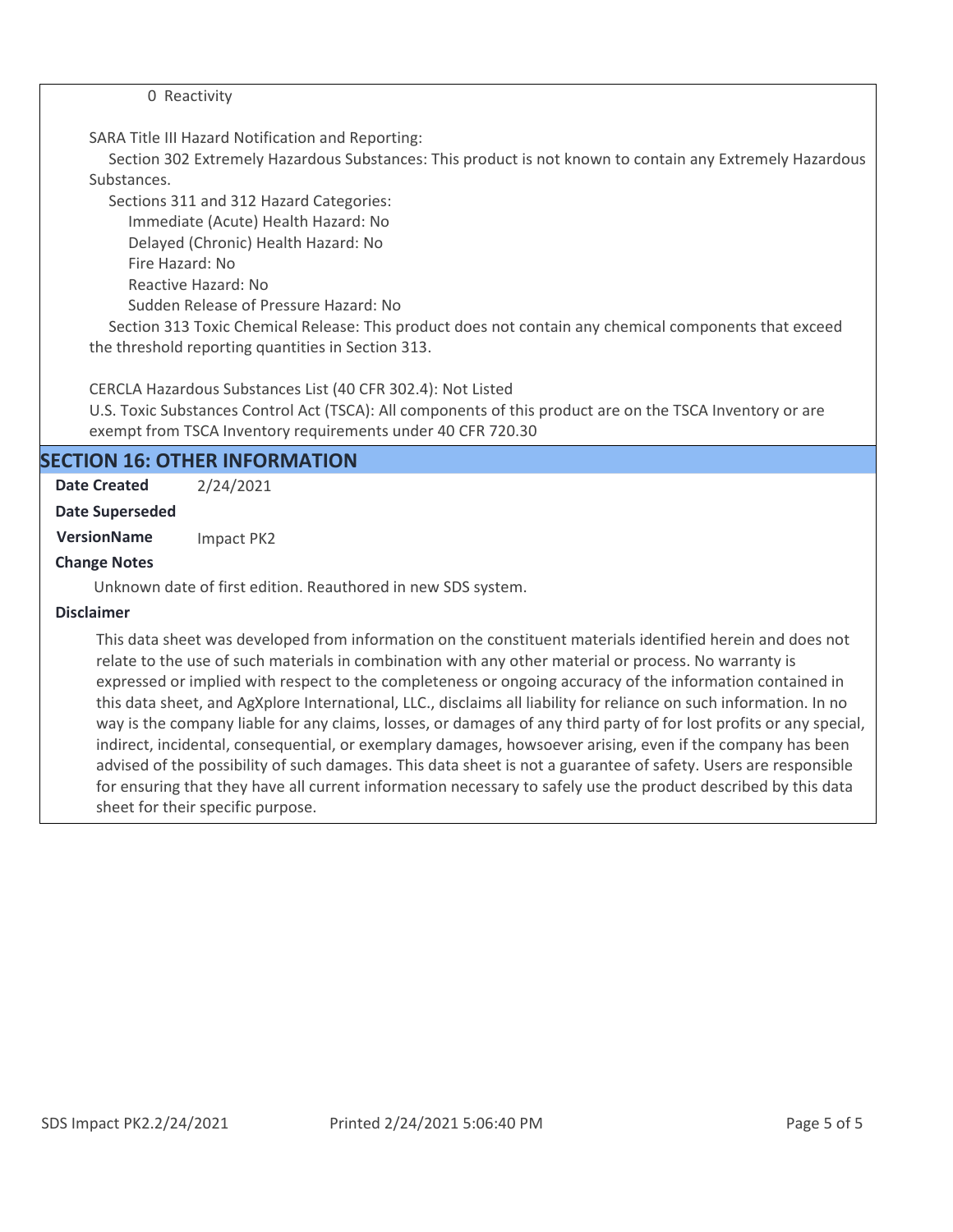0 Reactivity

SARA Title III Hazard Notification and Reporting:

Section 302 Extremely Hazardous Substances: This product is not known to contain any Extremely Hazardous Substances.

Sections 311 and 312 Hazard Categories:

Immediate (Acute) Health Hazard: No

Delayed (Chronic) Health Hazard: No

Fire Hazard: No

Reactive Hazard: No

Sudden Release of Pressure Hazard: No

Section 313 Toxic Chemical Release: This product does not contain any chemical components that exceed the threshold reporting quantities in Section 313.

CERCLA Hazardous Substances List (40 CFR 302.4): Not Listed

U.S. Toxic Substances Control Act (TSCA): All components of this product are on the TSCA Inventory or are exempt from TSCA Inventory requirements under 40 CFR 720.30

## SECTION 16: OTHER INFORMATION

**Date Created** 2/24/2021

**Date Superseded**

**VersionName** Impact PK2

**Change Notes**

Unknown date of first edition. Reauthored in new SDS system.

**Disclaimer**

This data sheet was developed from information on the constituent materials identified herein and does not relate to the use of such materials in combination with any other material or process. No warranty is expressed or implied with respect to the completeness or ongoing accuracy of the information contained in this data sheet, and AgXplore International, LLC., disclaims all liability for reliance on such information. In no way is the company liable for any claims, losses, or damages of any third party of for lost profits or any special, indirect, incidental, consequential, or exemplary damages, howsoever arising, even if the company has been advised of the possibility of such damages. This data sheet is not a guarantee of safety. Users are responsible for ensuring that they have all current information necessary to safely use the product described by this data sheet for their specific purpose.